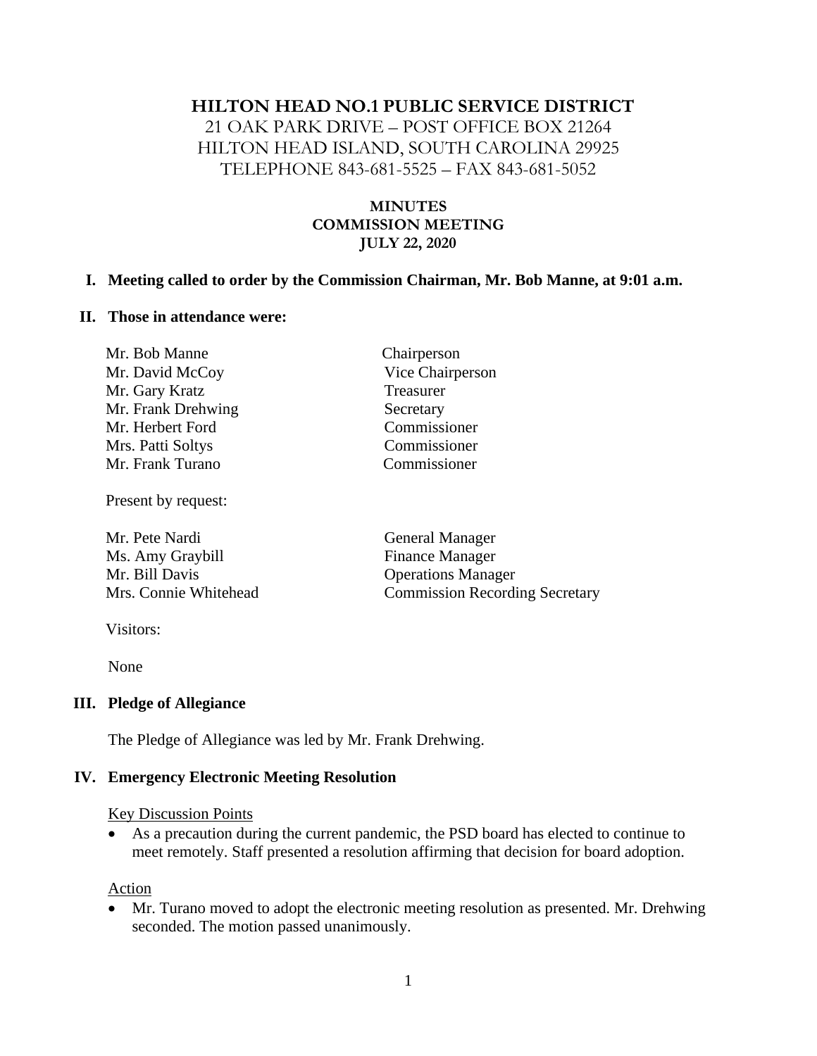# HILTON HEAD NO.1 PUBLIC SERVICE DISTRICT

21 OAK PARK DRIVE – POST OFFICE BOX 21264
HILTON HEAD ISLAND, SOUTH CAROLINA 29925
TELEPHONE 843-681-5525 – FAX 843-681-5052

## MINUTES
## COMMISSION MEETING
## JULY 22, 2020

**I. Meeting called to order by the Commission Chairman, Mr. Bob Manne, at 9:01 a.m.**

**II. Those in attendance were:**

| | |
|---|---|
| Mr. Bob Manne | Chairperson |
| Mr. David McCoy | Vice Chairperson |
| Mr. Gary Kratz | Treasurer |
| Mr. Frank Drehwing | Secretary |
| Mr. Herbert Ford | Commissioner |
| Mrs. Patti Soltys | Commissioner |
| Mr. Frank Turano | Commissioner |

Present by request:

| | |
|---|---|
| Mr. Pete Nardi | General Manager |
| Ms. Amy Graybill | Finance Manager |
| Mr. Bill Davis | Operations Manager |
| Mrs. Connie Whitehead | Commission Recording Secretary |

Visitors:

None

**III. Pledge of Allegiance**

The Pledge of Allegiance was led by Mr. Frank Drehwing.

**IV. Emergency Electronic Meeting Resolution**

Key Discussion Points

- As a precaution during the current pandemic, the PSD board has elected to continue to meet remotely. Staff presented a resolution affirming that decision for board adoption.

Action

- Mr. Turano moved to adopt the electronic meeting resolution as presented. Mr. Drehwing seconded. The motion passed unanimously.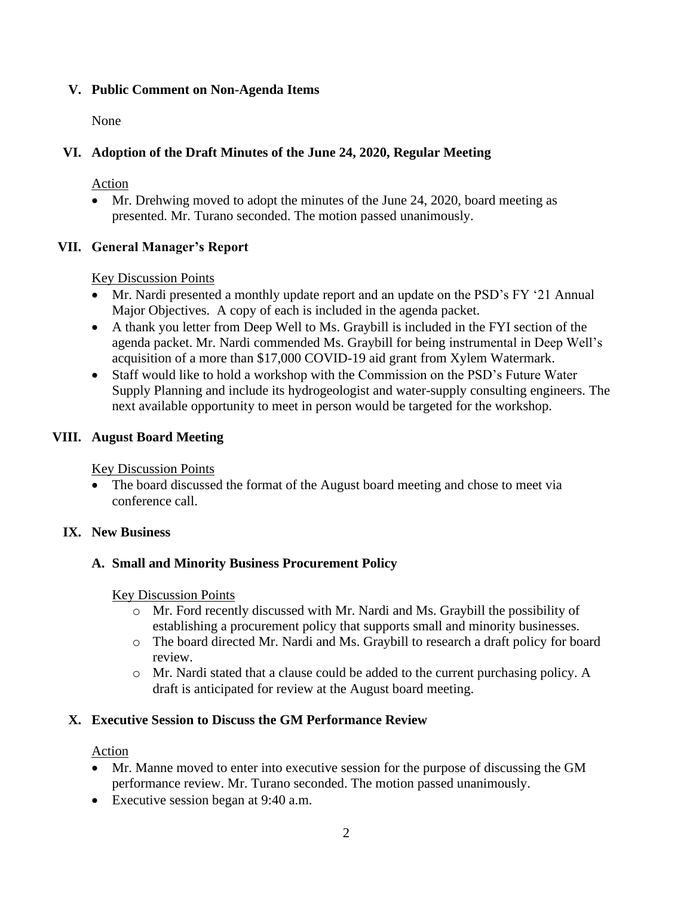## V. Public Comment on Non-Agenda Items

None

## VI. Adoption of the Draft Minutes of the June 24, 2020, Regular Meeting

Action

- Mr. Drehwing moved to adopt the minutes of the June 24, 2020, board meeting as presented. Mr. Turano seconded. The motion passed unanimously.

## VII. General Manager's Report

Key Discussion Points

- Mr. Nardi presented a monthly update report and an update on the PSD's FY '21 Annual Major Objectives. A copy of each is included in the agenda packet.
- A thank you letter from Deep Well to Ms. Graybill is included in the FYI section of the agenda packet. Mr. Nardi commended Ms. Graybill for being instrumental in Deep Well's acquisition of a more than $17,000 COVID-19 aid grant from Xylem Watermark.
- Staff would like to hold a workshop with the Commission on the PSD's Future Water Supply Planning and include its hydrogeologist and water-supply consulting engineers. The next available opportunity to meet in person would be targeted for the workshop.

## VIII. August Board Meeting

Key Discussion Points

- The board discussed the format of the August board meeting and chose to meet via conference call.

## IX. New Business

### A. Small and Minority Business Procurement Policy

Key Discussion Points

- Mr. Ford recently discussed with Mr. Nardi and Ms. Graybill the possibility of establishing a procurement policy that supports small and minority businesses.
- The board directed Mr. Nardi and Ms. Graybill to research a draft policy for board review.
- Mr. Nardi stated that a clause could be added to the current purchasing policy. A draft is anticipated for review at the August board meeting.

## X. Executive Session to Discuss the GM Performance Review

Action

- Mr. Manne moved to enter into executive session for the purpose of discussing the GM performance review. Mr. Turano seconded. The motion passed unanimously.
- Executive session began at 9:40 a.m.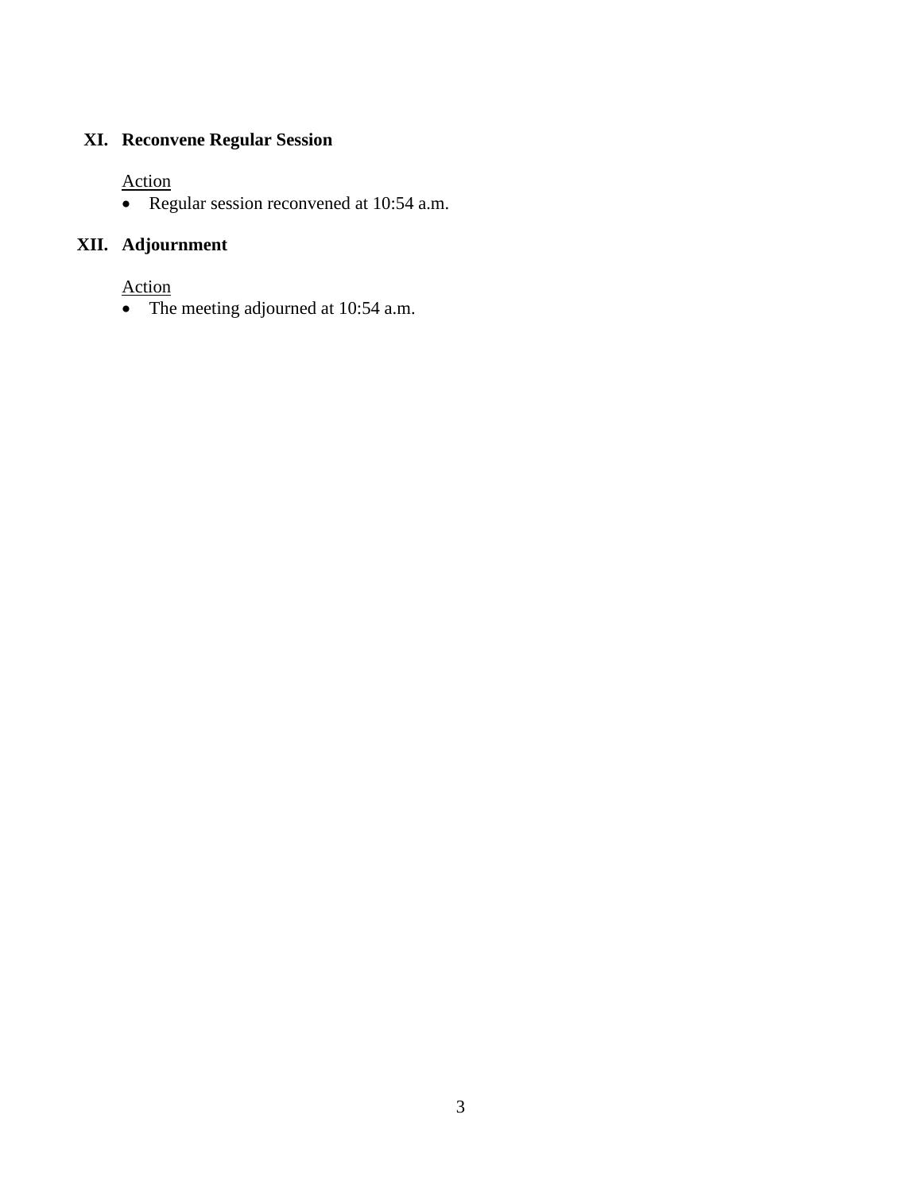## XI. Reconvene Regular Session

Action

- Regular session reconvened at 10:54 a.m.

## XII. Adjournment

Action

- The meeting adjourned at 10:54 a.m.